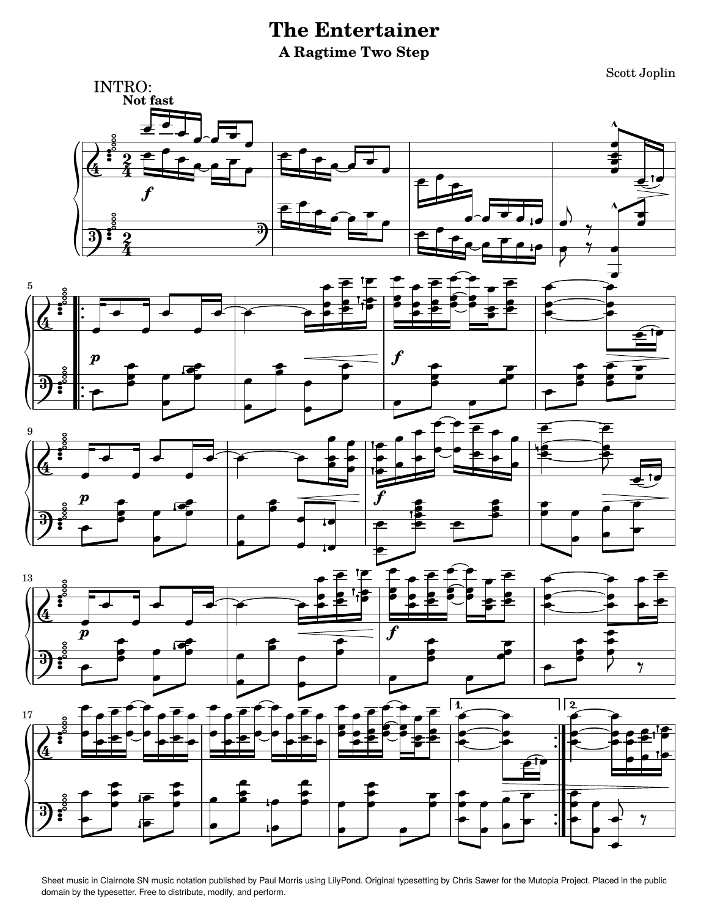# The Entertainer

## A Ragtime Two Step

Scott Joplin

Sheet music in Clairnote SN music notation published by Paul Morris using LilyPond. Original typesetting by Chris Sawer for the Mutopia Project. Placed in the public domain by the typesetter. Free to distribute, modify, and perform.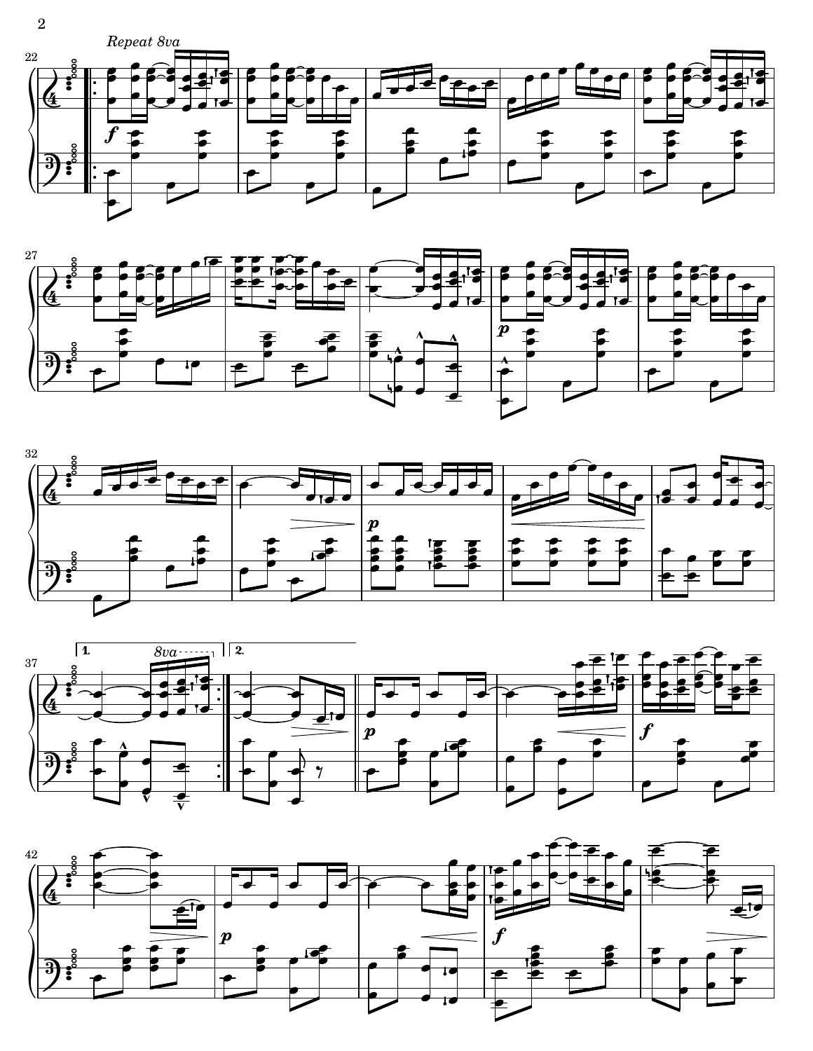*Repeat 8va*